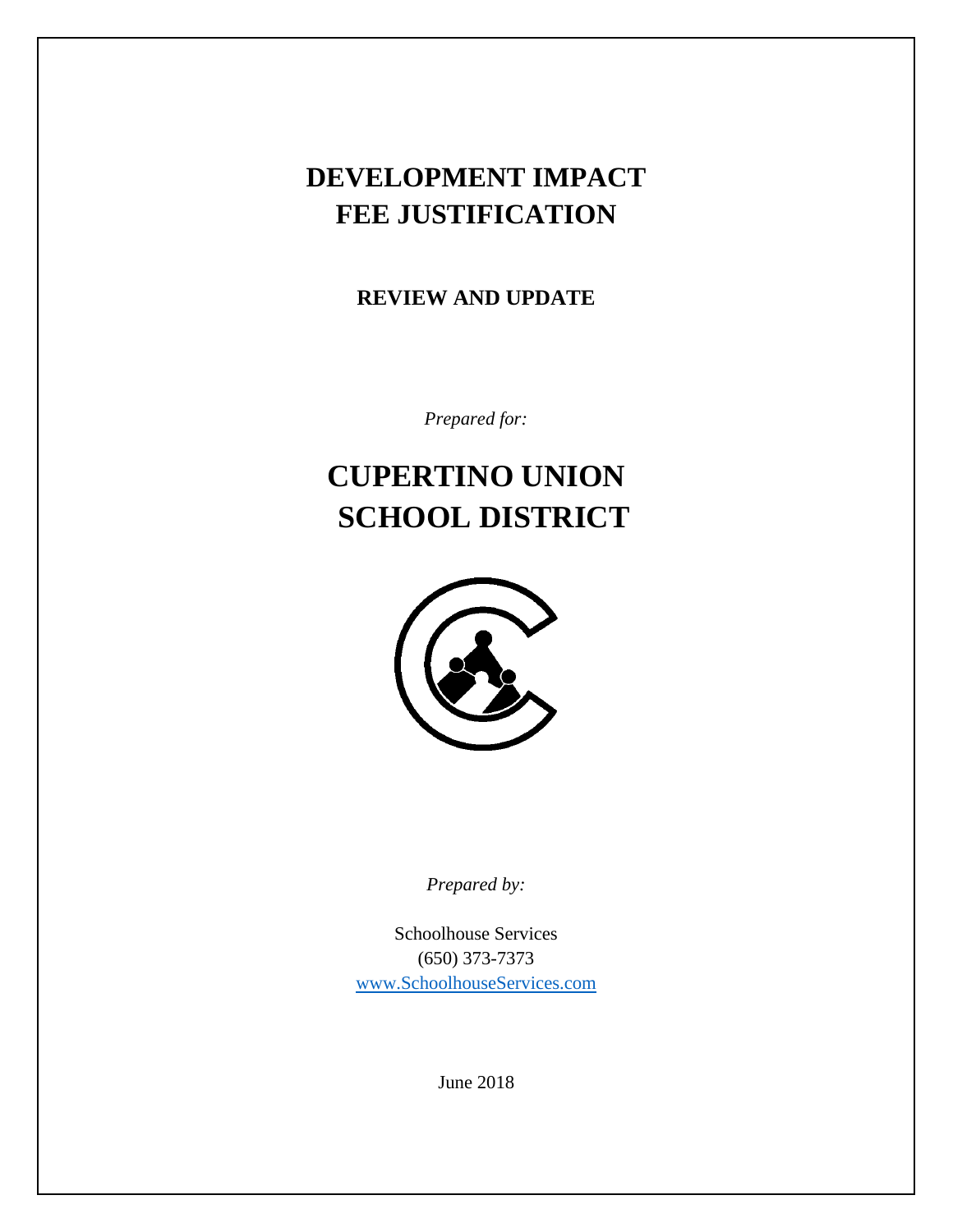# DEVELOPMENT IMPACT FEE JUSTIFICATION

## REVIEW AND UPDATE

*Prepared for:*

# CUPERTINO UNION SCHOOL DISTRICT

*Prepared by:*

Schoolhouse Services
(650) 373-7373
www.SchoolhouseServices.com

June 2018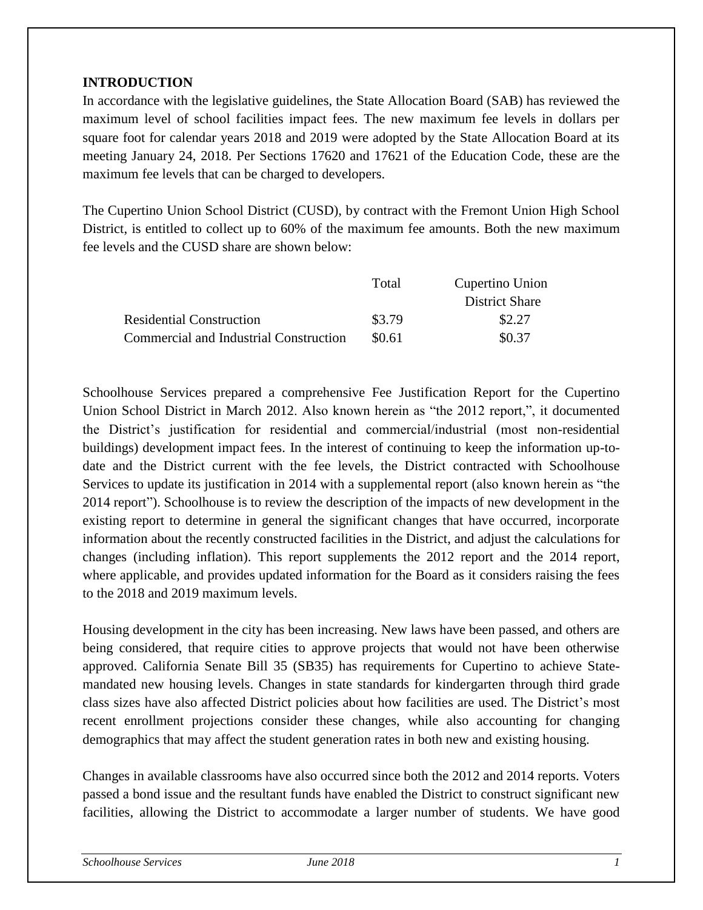## INTRODUCTION

In accordance with the legislative guidelines, the State Allocation Board (SAB) has reviewed the maximum level of school facilities impact fees. The new maximum fee levels in dollars per square foot for calendar years 2018 and 2019 were adopted by the State Allocation Board at its meeting January 24, 2018. Per Sections 17620 and 17621 of the Education Code, these are the maximum fee levels that can be charged to developers.

The Cupertino Union School District (CUSD), by contract with the Fremont Union High School District, is entitled to collect up to 60% of the maximum fee amounts. Both the new maximum fee levels and the CUSD share are shown below:

| | Total | Cupertino Union District Share |
|---|---|---|
| Residential Construction | $3.79 | $2.27 |
| Commercial and Industrial Construction | $0.61 | $0.37 |

Schoolhouse Services prepared a comprehensive Fee Justification Report for the Cupertino Union School District in March 2012. Also known herein as "the 2012 report,", it documented the District's justification for residential and commercial/industrial (most non-residential buildings) development impact fees. In the interest of continuing to keep the information up-to-date and the District current with the fee levels, the District contracted with Schoolhouse Services to update its justification in 2014 with a supplemental report (also known herein as "the 2014 report"). Schoolhouse is to review the description of the impacts of new development in the existing report to determine in general the significant changes that have occurred, incorporate information about the recently constructed facilities in the District, and adjust the calculations for changes (including inflation). This report supplements the 2012 report and the 2014 report, where applicable, and provides updated information for the Board as it considers raising the fees to the 2018 and 2019 maximum levels.

Housing development in the city has been increasing. New laws have been passed, and others are being considered, that require cities to approve projects that would not have been otherwise approved. California Senate Bill 35 (SB35) has requirements for Cupertino to achieve State-mandated new housing levels. Changes in state standards for kindergarten through third grade class sizes have also affected District policies about how facilities are used. The District's most recent enrollment projections consider these changes, while also accounting for changing demographics that may affect the student generation rates in both new and existing housing.

Changes in available classrooms have also occurred since both the 2012 and 2014 reports. Voters passed a bond issue and the resultant funds have enabled the District to construct significant new facilities, allowing the District to accommodate a larger number of students. We have good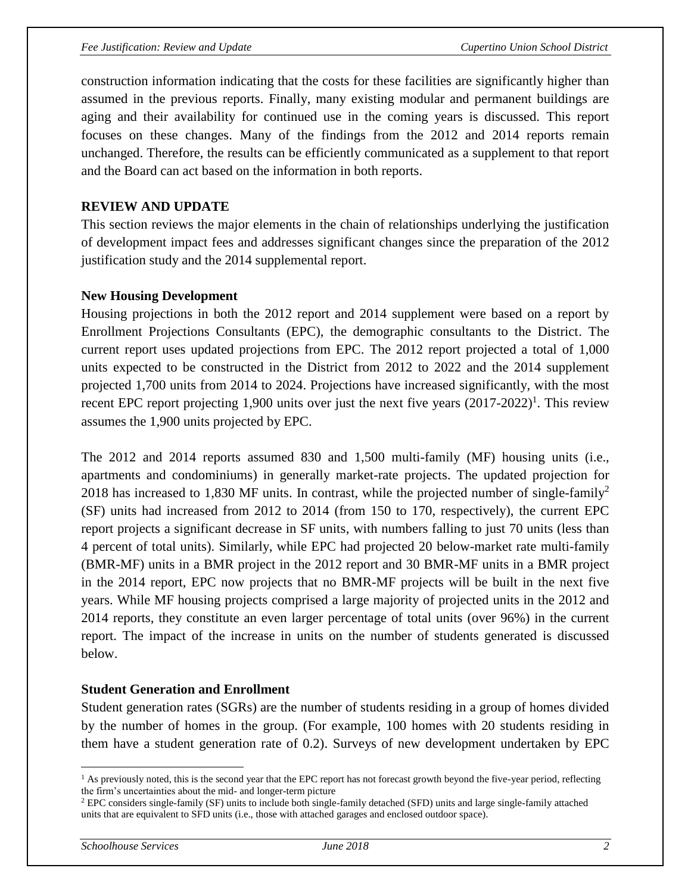construction information indicating that the costs for these facilities are significantly higher than assumed in the previous reports. Finally, many existing modular and permanent buildings are aging and their availability for continued use in the coming years is discussed. This report focuses on these changes. Many of the findings from the 2012 and 2014 reports remain unchanged. Therefore, the results can be efficiently communicated as a supplement to that report and the Board can act based on the information in both reports.

## REVIEW AND UPDATE

This section reviews the major elements in the chain of relationships underlying the justification of development impact fees and addresses significant changes since the preparation of the 2012 justification study and the 2014 supplemental report.

### New Housing Development

Housing projections in both the 2012 report and 2014 supplement were based on a report by Enrollment Projections Consultants (EPC), the demographic consultants to the District. The current report uses updated projections from EPC. The 2012 report projected a total of 1,000 units expected to be constructed in the District from 2012 to 2022 and the 2014 supplement projected 1,700 units from 2014 to 2024. Projections have increased significantly, with the most recent EPC report projecting 1,900 units over just the next five years (2017-2022)[1]. This review assumes the 1,900 units projected by EPC.

The 2012 and 2014 reports assumed 830 and 1,500 multi-family (MF) housing units (i.e., apartments and condominiums) in generally market-rate projects. The updated projection for 2018 has increased to 1,830 MF units. In contrast, while the projected number of single-family[2] (SF) units had increased from 2012 to 2014 (from 150 to 170, respectively), the current EPC report projects a significant decrease in SF units, with numbers falling to just 70 units (less than 4 percent of total units). Similarly, while EPC had projected 20 below-market rate multi-family (BMR-MF) units in a BMR project in the 2012 report and 30 BMR-MF units in a BMR project in the 2014 report, EPC now projects that no BMR-MF projects will be built in the next five years. While MF housing projects comprised a large majority of projected units in the 2012 and 2014 reports, they constitute an even larger percentage of total units (over 96%) in the current report. The impact of the increase in units on the number of students generated is discussed below.

### Student Generation and Enrollment

Student generation rates (SGRs) are the number of students residing in a group of homes divided by the number of homes in the group. (For example, 100 homes with 20 students residing in them have a student generation rate of 0.2). Surveys of new development undertaken by EPC

---

[1] As previously noted, this is the second year that the EPC report has not forecast growth beyond the five-year period, reflecting the firm's uncertainties about the mid- and longer-term picture

[2] EPC considers single-family (SF) units to include both single-family detached (SFD) units and large single-family attached units that are equivalent to SFD units (i.e., those with attached garages and enclosed outdoor space).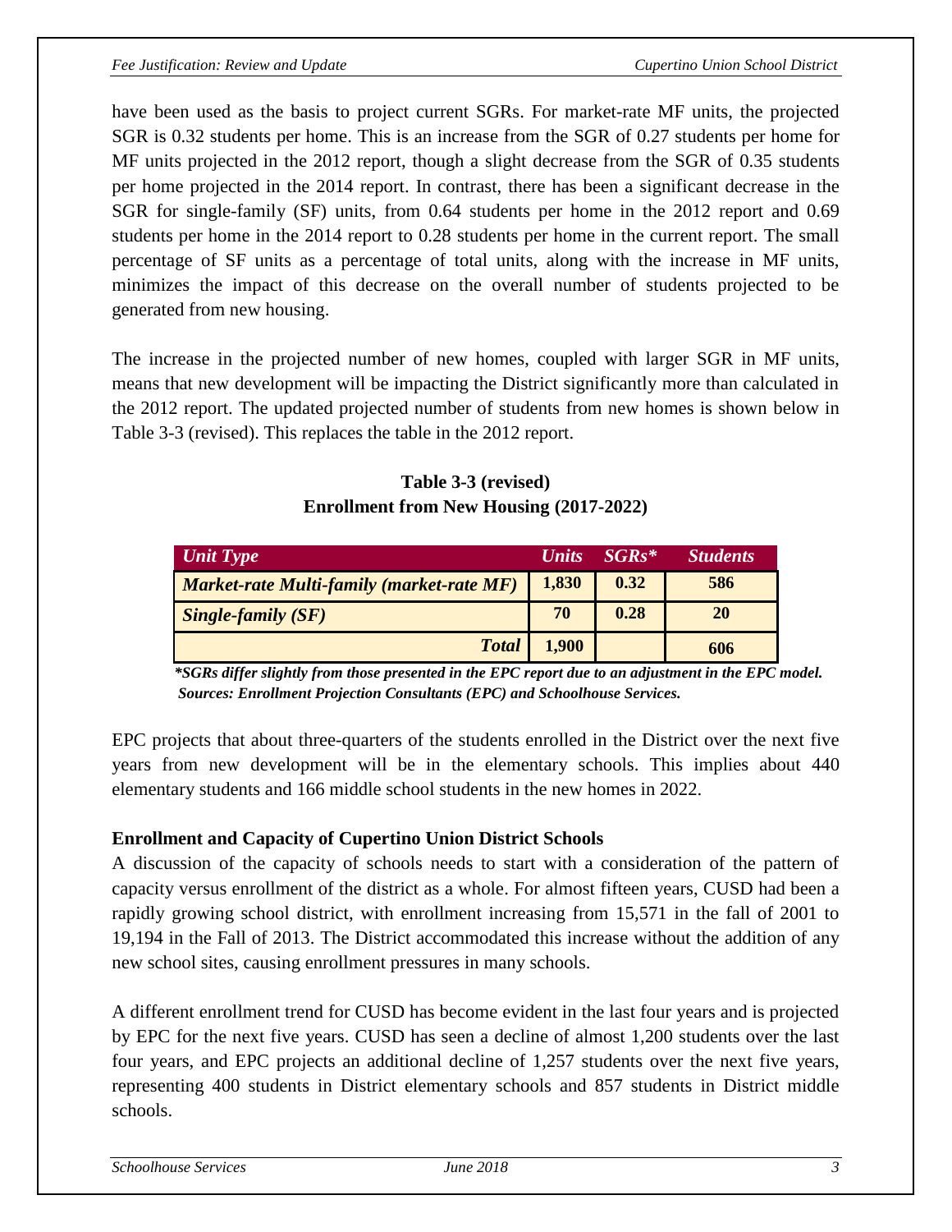have been used as the basis to project current SGRs. For market-rate MF units, the projected SGR is 0.32 students per home. This is an increase from the SGR of 0.27 students per home for MF units projected in the 2012 report, though a slight decrease from the SGR of 0.35 students per home projected in the 2014 report. In contrast, there has been a significant decrease in the SGR for single-family (SF) units, from 0.64 students per home in the 2012 report and 0.69 students per home in the 2014 report to 0.28 students per home in the current report. The small percentage of SF units as a percentage of total units, along with the increase in MF units, minimizes the impact of this decrease on the overall number of students projected to be generated from new housing.

The increase in the projected number of new homes, coupled with larger SGR in MF units, means that new development will be impacting the District significantly more than calculated in the 2012 report. The updated projected number of students from new homes is shown below in Table 3-3 (revised). This replaces the table in the 2012 report.

**Table 3-3 (revised)**
**Enrollment from New Housing (2017-2022)**

| *Unit Type* | *Units* | *SGRs** | *Students* |
|---|---|---|---|
| ***Market-rate Multi-family (market-rate MF)*** | **1,830** | **0.32** | **586** |
| ***Single-family (SF)*** | **70** | **0.28** | **20** |
| ***Total*** | **1,900** | | **606** |

****SGRs differ slightly from those presented in the EPC report due to an adjustment in the EPC model.***
***Sources: Enrollment Projection Consultants (EPC) and Schoolhouse Services.***

EPC projects that about three-quarters of the students enrolled in the District over the next five years from new development will be in the elementary schools. This implies about 440 elementary students and 166 middle school students in the new homes in 2022.

**Enrollment and Capacity of Cupertino Union District Schools**

A discussion of the capacity of schools needs to start with a consideration of the pattern of capacity versus enrollment of the district as a whole. For almost fifteen years, CUSD had been a rapidly growing school district, with enrollment increasing from 15,571 in the fall of 2001 to 19,194 in the Fall of 2013. The District accommodated this increase without the addition of any new school sites, causing enrollment pressures in many schools.

A different enrollment trend for CUSD has become evident in the last four years and is projected by EPC for the next five years. CUSD has seen a decline of almost 1,200 students over the last four years, and EPC projects an additional decline of 1,257 students over the next five years, representing 400 students in District elementary schools and 857 students in District middle schools.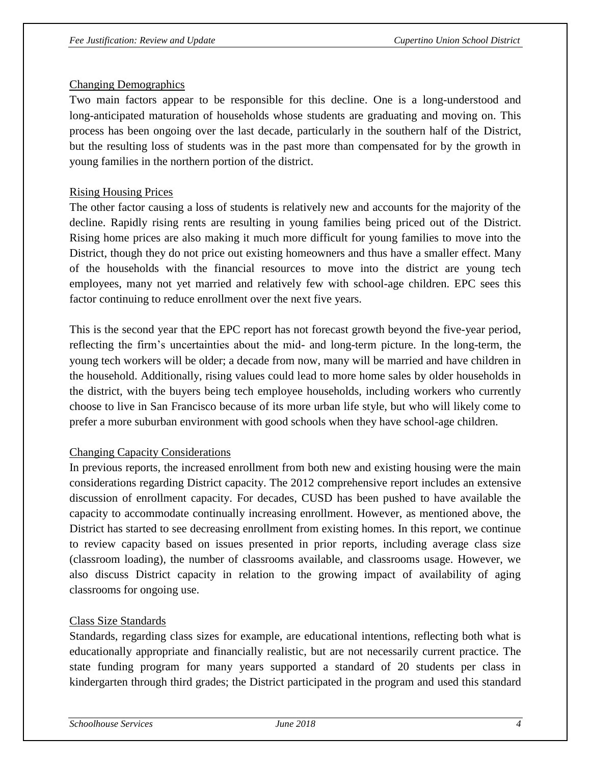### Changing Demographics

Two main factors appear to be responsible for this decline. One is a long-understood and long-anticipated maturation of households whose students are graduating and moving on. This process has been ongoing over the last decade, particularly in the southern half of the District, but the resulting loss of students was in the past more than compensated for by the growth in young families in the northern portion of the district.

### Rising Housing Prices

The other factor causing a loss of students is relatively new and accounts for the majority of the decline. Rapidly rising rents are resulting in young families being priced out of the District. Rising home prices are also making it much more difficult for young families to move into the District, though they do not price out existing homeowners and thus have a smaller effect. Many of the households with the financial resources to move into the district are young tech employees, many not yet married and relatively few with school-age children. EPC sees this factor continuing to reduce enrollment over the next five years.

This is the second year that the EPC report has not forecast growth beyond the five-year period, reflecting the firm's uncertainties about the mid- and long-term picture. In the long-term, the young tech workers will be older; a decade from now, many will be married and have children in the household. Additionally, rising values could lead to more home sales by older households in the district, with the buyers being tech employee households, including workers who currently choose to live in San Francisco because of its more urban life style, but who will likely come to prefer a more suburban environment with good schools when they have school-age children.

### Changing Capacity Considerations

In previous reports, the increased enrollment from both new and existing housing were the main considerations regarding District capacity. The 2012 comprehensive report includes an extensive discussion of enrollment capacity. For decades, CUSD has been pushed to have available the capacity to accommodate continually increasing enrollment. However, as mentioned above, the District has started to see decreasing enrollment from existing homes. In this report, we continue to review capacity based on issues presented in prior reports, including average class size (classroom loading), the number of classrooms available, and classrooms usage. However, we also discuss District capacity in relation to the growing impact of availability of aging classrooms for ongoing use.

### Class Size Standards

Standards, regarding class sizes for example, are educational intentions, reflecting both what is educationally appropriate and financially realistic, but are not necessarily current practice. The state funding program for many years supported a standard of 20 students per class in kindergarten through third grades; the District participated in the program and used this standard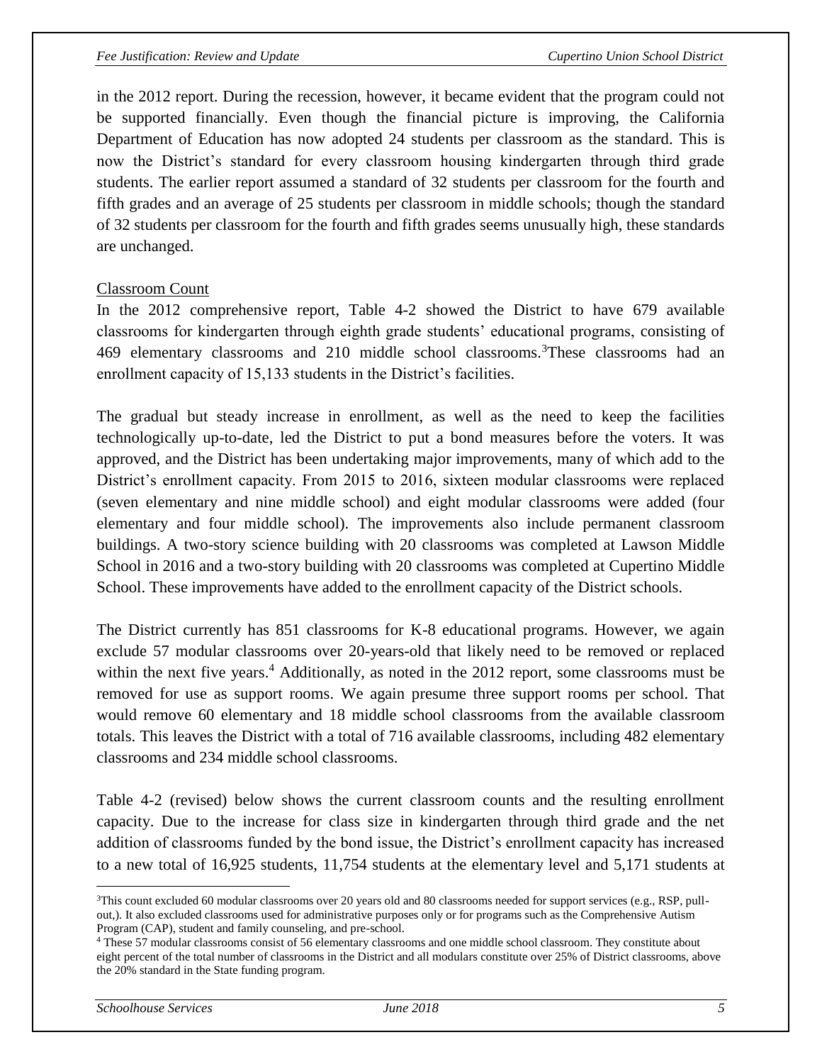in the 2012 report. During the recession, however, it became evident that the program could not be supported financially. Even though the financial picture is improving, the California Department of Education has now adopted 24 students per classroom as the standard. This is now the District's standard for every classroom housing kindergarten through third grade students. The earlier report assumed a standard of 32 students per classroom for the fourth and fifth grades and an average of 25 students per classroom in middle schools; though the standard of 32 students per classroom for the fourth and fifth grades seems unusually high, these standards are unchanged.

Classroom Count

In the 2012 comprehensive report, Table 4-2 showed the District to have 679 available classrooms for kindergarten through eighth grade students' educational programs, consisting of 469 elementary classrooms and 210 middle school classrooms.[3] These classrooms had an enrollment capacity of 15,133 students in the District's facilities.

The gradual but steady increase in enrollment, as well as the need to keep the facilities technologically up-to-date, led the District to put a bond measures before the voters. It was approved, and the District has been undertaking major improvements, many of which add to the District's enrollment capacity. From 2015 to 2016, sixteen modular classrooms were replaced (seven elementary and nine middle school) and eight modular classrooms were added (four elementary and four middle school). The improvements also include permanent classroom buildings. A two-story science building with 20 classrooms was completed at Lawson Middle School in 2016 and a two-story building with 20 classrooms was completed at Cupertino Middle School. These improvements have added to the enrollment capacity of the District schools.

The District currently has 851 classrooms for K-8 educational programs. However, we again exclude 57 modular classrooms over 20-years-old that likely need to be removed or replaced within the next five years.[4] Additionally, as noted in the 2012 report, some classrooms must be removed for use as support rooms. We again presume three support rooms per school. That would remove 60 elementary and 18 middle school classrooms from the available classroom totals. This leaves the District with a total of 716 available classrooms, including 482 elementary classrooms and 234 middle school classrooms.

Table 4-2 (revised) below shows the current classroom counts and the resulting enrollment capacity. Due to the increase for class size in kindergarten through third grade and the net addition of classrooms funded by the bond issue, the District's enrollment capacity has increased to a new total of 16,925 students, 11,754 students at the elementary level and 5,171 students at

---

[3] This count excluded 60 modular classrooms over 20 years old and 80 classrooms needed for support services (e.g., RSP, pull-out,). It also excluded classrooms used for administrative purposes only or for programs such as the Comprehensive Autism Program (CAP), student and family counseling, and pre-school.

[4] These 57 modular classrooms consist of 56 elementary classrooms and one middle school classroom. They constitute about eight percent of the total number of classrooms in the District and all modulars constitute over 25% of District classrooms, above the 20% standard in the State funding program.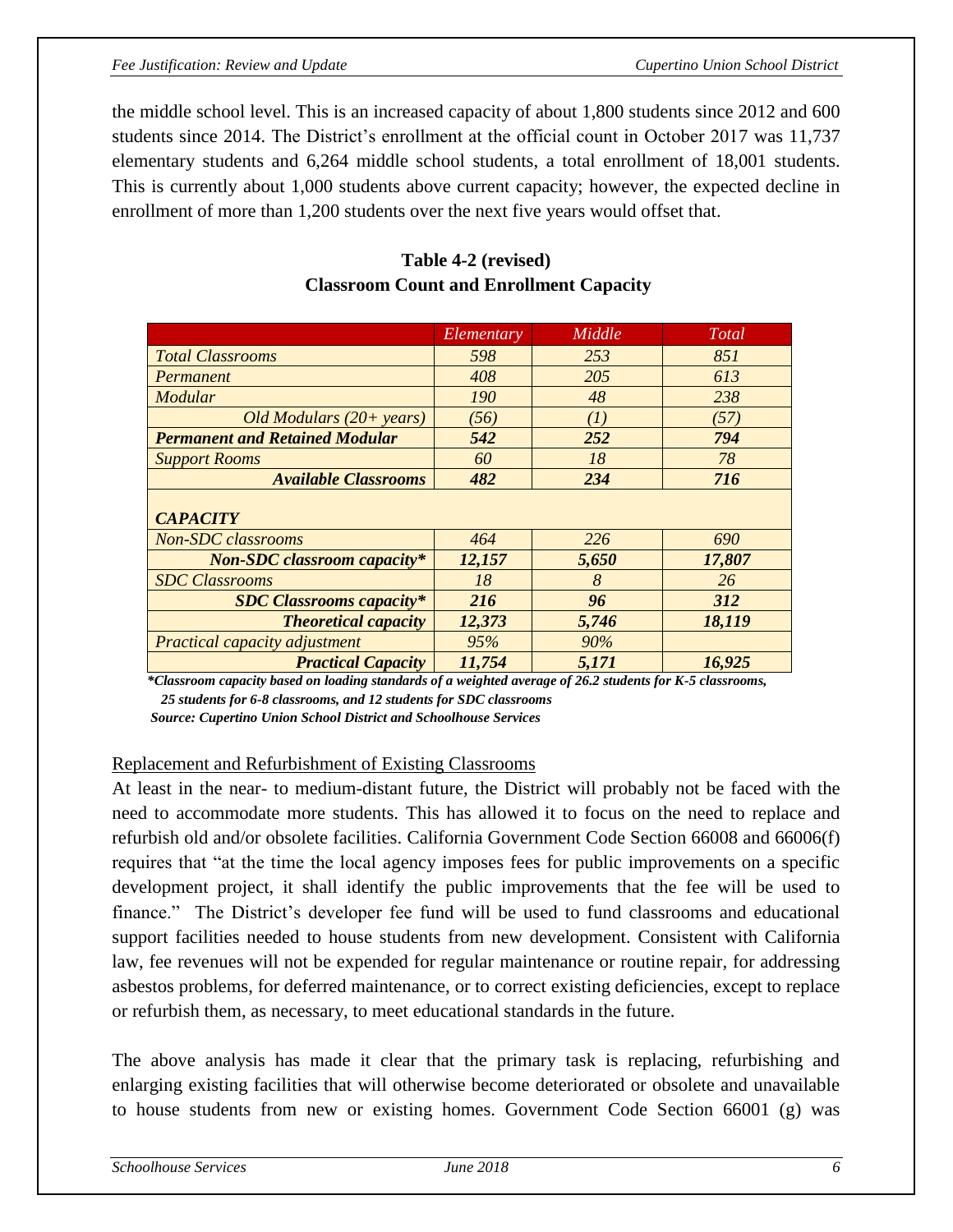the middle school level. This is an increased capacity of about 1,800 students since 2012 and 600 students since 2014. The District's enrollment at the official count in October 2017 was 11,737 elementary students and 6,264 middle school students, a total enrollment of 18,001 students. This is currently about 1,000 students above current capacity; however, the expected decline in enrollment of more than 1,200 students over the next five years would offset that.

**Table 4-2 (revised)**
**Classroom Count and Enrollment Capacity**

| | *Elementary* | *Middle* | *Total* |
|---|---|---|---|
| *Total Classrooms* | *598* | *253* | *851* |
| *Permanent* | *408* | *205* | *613* |
| *Modular* | *190* | *48* | *238* |
| *Old Modulars (20+ years)* | *(56)* | *(1)* | *(57)* |
| ***Permanent and Retained Modular*** | ***542*** | ***252*** | ***794*** |
| *Support Rooms* | *60* | *18* | *78* |
| ***Available Classrooms*** | ***482*** | ***234*** | ***716*** |
| ***CAPACITY*** | | | |
| *Non-SDC classrooms* | *464* | *226* | *690* |
| ***Non-SDC classroom capacity**** | ***12,157*** | ***5,650*** | ***17,807*** |
| *SDC Classrooms* | *18* | *8* | *26* |
| ***SDC Classrooms capacity**** | ***216*** | ***96*** | ***312*** |
| ***Theoretical capacity*** | ***12,373*** | ***5,746*** | ***18,119*** |
| *Practical capacity adjustment* | *95%* | *90%* | |
| ***Practical Capacity*** | ***11,754*** | ***5,171*** | ***16,925*** |

***Classroom capacity based on loading standards of a weighted average of 26.2 students for K-5 classrooms, 25 students for 6-8 classrooms, and 12 students for SDC classrooms***
***Source: Cupertino Union School District and Schoolhouse Services***

Replacement and Refurbishment of Existing Classrooms

At least in the near- to medium-distant future, the District will probably not be faced with the need to accommodate more students. This has allowed it to focus on the need to replace and refurbish old and/or obsolete facilities. California Government Code Section 66008 and 66006(f) requires that "at the time the local agency imposes fees for public improvements on a specific development project, it shall identify the public improvements that the fee will be used to finance." The District's developer fee fund will be used to fund classrooms and educational support facilities needed to house students from new development. Consistent with California law, fee revenues will not be expended for regular maintenance or routine repair, for addressing asbestos problems, for deferred maintenance, or to correct existing deficiencies, except to replace or refurbish them, as necessary, to meet educational standards in the future.

The above analysis has made it clear that the primary task is replacing, refurbishing and enlarging existing facilities that will otherwise become deteriorated or obsolete and unavailable to house students from new or existing homes. Government Code Section 66001 (g) was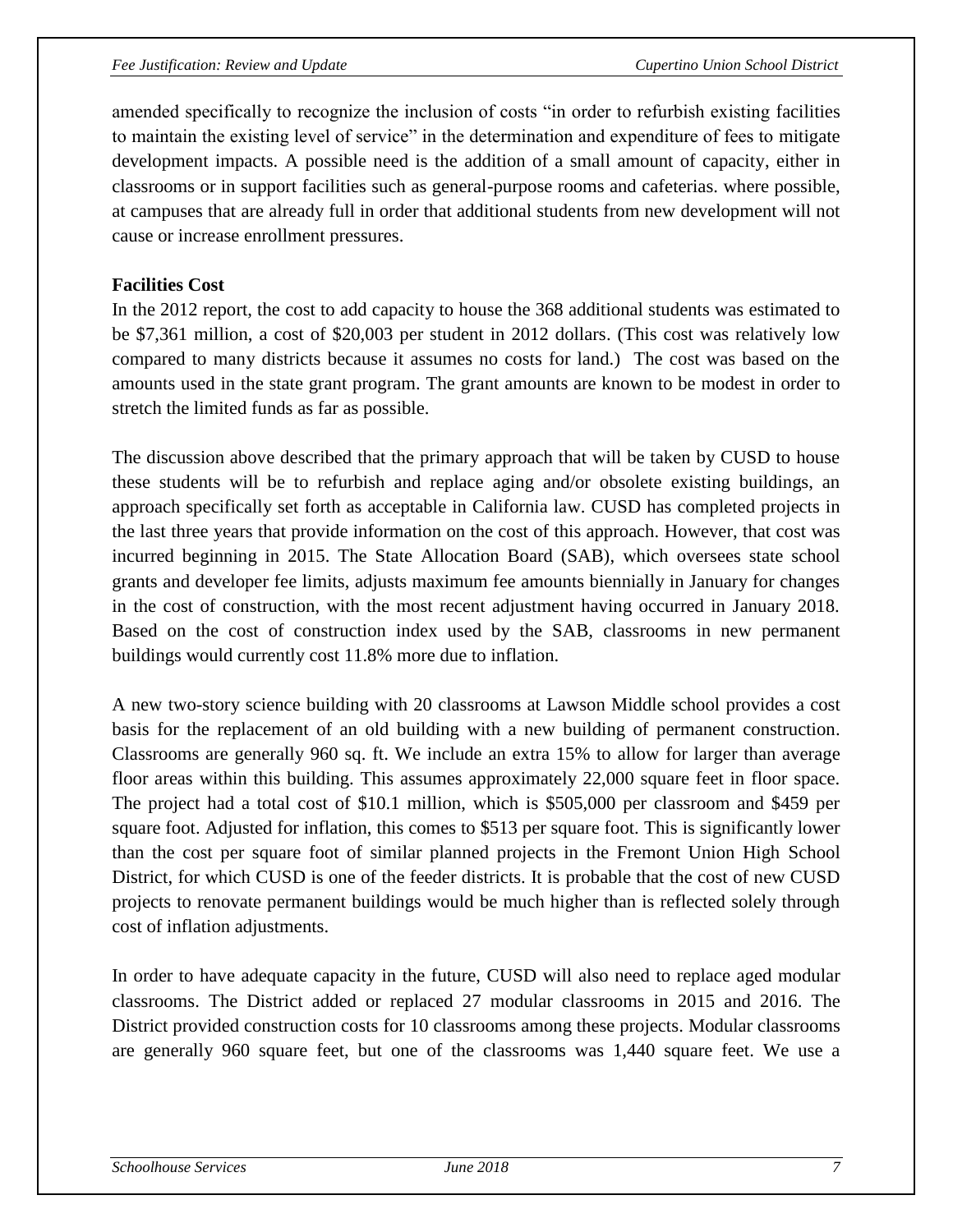amended specifically to recognize the inclusion of costs "in order to refurbish existing facilities to maintain the existing level of service" in the determination and expenditure of fees to mitigate development impacts. A possible need is the addition of a small amount of capacity, either in classrooms or in support facilities such as general-purpose rooms and cafeterias. where possible, at campuses that are already full in order that additional students from new development will not cause or increase enrollment pressures.

**Facilities Cost**

In the 2012 report, the cost to add capacity to house the 368 additional students was estimated to be $7,361 million, a cost of $20,003 per student in 2012 dollars. (This cost was relatively low compared to many districts because it assumes no costs for land.) The cost was based on the amounts used in the state grant program. The grant amounts are known to be modest in order to stretch the limited funds as far as possible.

The discussion above described that the primary approach that will be taken by CUSD to house these students will be to refurbish and replace aging and/or obsolete existing buildings, an approach specifically set forth as acceptable in California law. CUSD has completed projects in the last three years that provide information on the cost of this approach. However, that cost was incurred beginning in 2015. The State Allocation Board (SAB), which oversees state school grants and developer fee limits, adjusts maximum fee amounts biennially in January for changes in the cost of construction, with the most recent adjustment having occurred in January 2018. Based on the cost of construction index used by the SAB, classrooms in new permanent buildings would currently cost 11.8% more due to inflation.

A new two-story science building with 20 classrooms at Lawson Middle school provides a cost basis for the replacement of an old building with a new building of permanent construction. Classrooms are generally 960 sq. ft. We include an extra 15% to allow for larger than average floor areas within this building. This assumes approximately 22,000 square feet in floor space. The project had a total cost of $10.1 million, which is $505,000 per classroom and $459 per square foot. Adjusted for inflation, this comes to $513 per square foot. This is significantly lower than the cost per square foot of similar planned projects in the Fremont Union High School District, for which CUSD is one of the feeder districts. It is probable that the cost of new CUSD projects to renovate permanent buildings would be much higher than is reflected solely through cost of inflation adjustments.

In order to have adequate capacity in the future, CUSD will also need to replace aged modular classrooms. The District added or replaced 27 modular classrooms in 2015 and 2016. The District provided construction costs for 10 classrooms among these projects. Modular classrooms are generally 960 square feet, but one of the classrooms was 1,440 square feet. We use a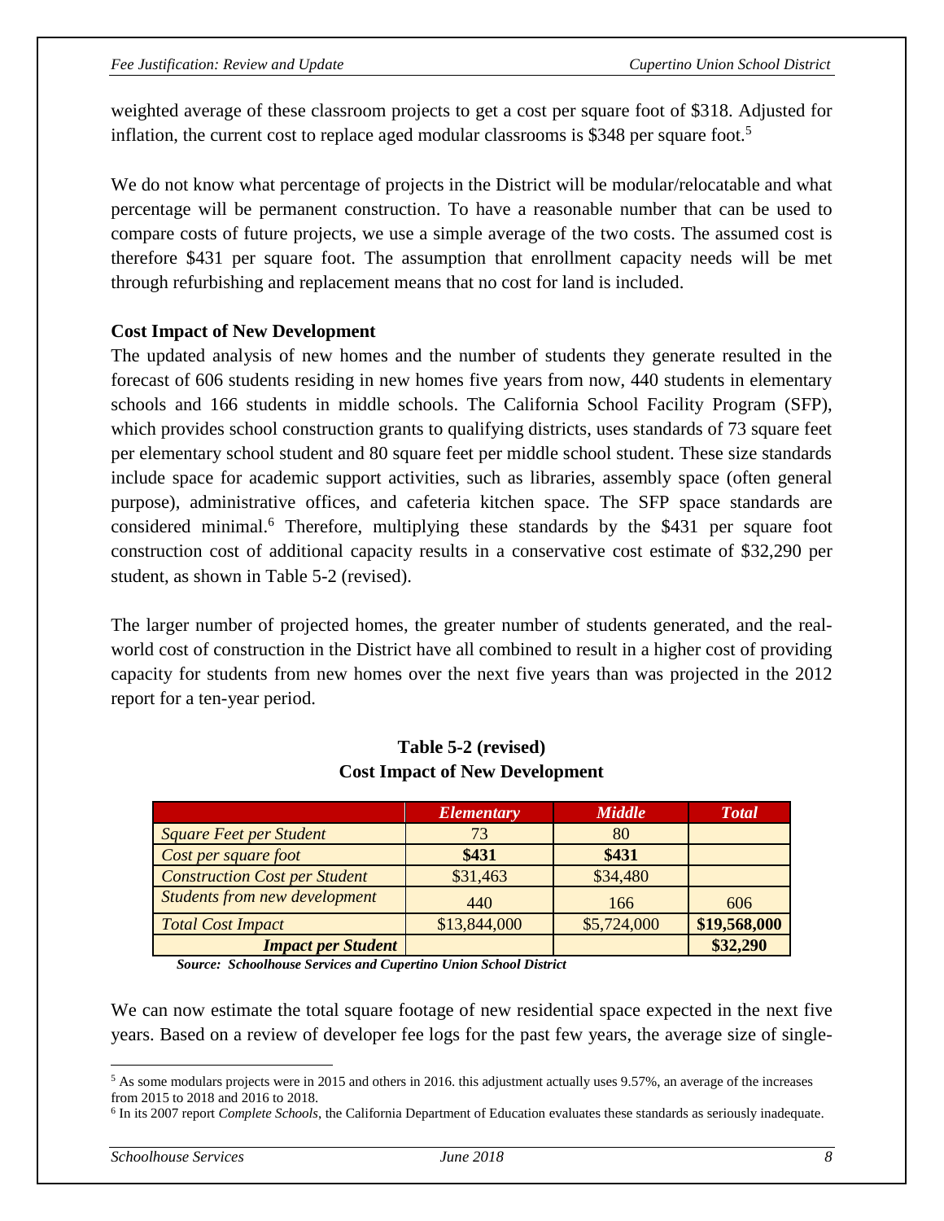weighted average of these classroom projects to get a cost per square foot of $318. Adjusted for inflation, the current cost to replace aged modular classrooms is $348 per square foot.[5]

We do not know what percentage of projects in the District will be modular/relocatable and what percentage will be permanent construction. To have a reasonable number that can be used to compare costs of future projects, we use a simple average of the two costs. The assumed cost is therefore $431 per square foot. The assumption that enrollment capacity needs will be met through refurbishing and replacement means that no cost for land is included.

**Cost Impact of New Development**

The updated analysis of new homes and the number of students they generate resulted in the forecast of 606 students residing in new homes five years from now, 440 students in elementary schools and 166 students in middle schools. The California School Facility Program (SFP), which provides school construction grants to qualifying districts, uses standards of 73 square feet per elementary school student and 80 square feet per middle school student. These size standards include space for academic support activities, such as libraries, assembly space (often general purpose), administrative offices, and cafeteria kitchen space. The SFP space standards are considered minimal.[6] Therefore, multiplying these standards by the $431 per square foot construction cost of additional capacity results in a conservative cost estimate of $32,290 per student, as shown in Table 5-2 (revised).

The larger number of projected homes, the greater number of students generated, and the real-world cost of construction in the District have all combined to result in a higher cost of providing capacity for students from new homes over the next five years than was projected in the 2012 report for a ten-year period.

**Table 5-2 (revised)**
**Cost Impact of New Development**

| | *Elementary* | *Middle* | *Total* |
|---|---|---|---|
| *Square Feet per Student* | 73 | 80 | |
| *Cost per square foot* | **$431** | **$431** | |
| *Construction Cost per Student* | $31,463 | $34,480 | |
| *Students from new development* | 440 | 166 | 606 |
| *Total Cost Impact* | $13,844,000 | $5,724,000 | **$19,568,000** |
| ***Impact per Student*** | | | **$32,290** |

***Source: Schoolhouse Services and Cupertino Union School District***

We can now estimate the total square footage of new residential space expected in the next five years. Based on a review of developer fee logs for the past few years, the average size of single-

---

[5] As some modulars projects were in 2015 and others in 2016. this adjustment actually uses 9.57%, an average of the increases from 2015 to 2018 and 2016 to 2018.

[6] In its 2007 report *Complete Schools*, the California Department of Education evaluates these standards as seriously inadequate.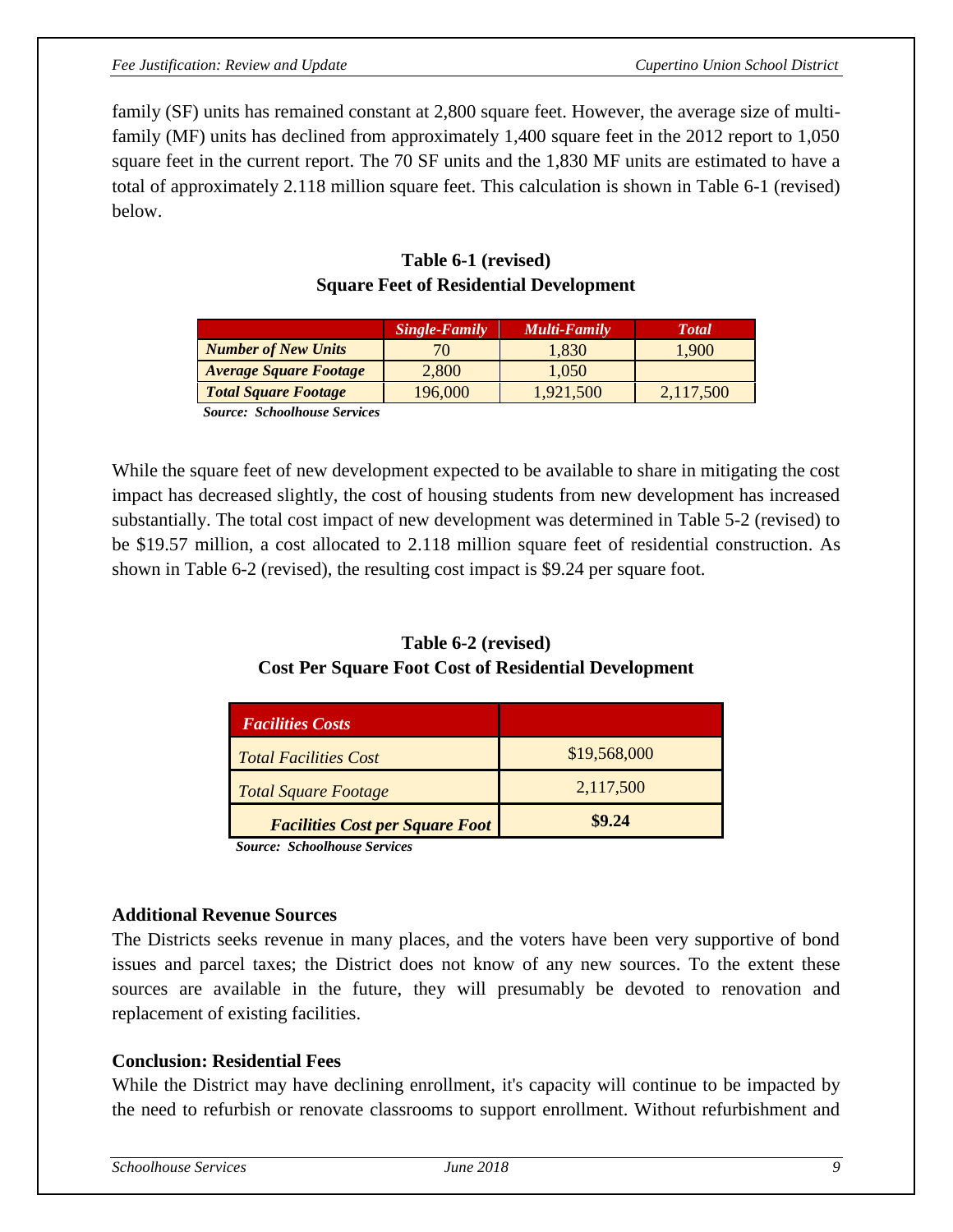family (SF) units has remained constant at 2,800 square feet. However, the average size of multi-family (MF) units has declined from approximately 1,400 square feet in the 2012 report to 1,050 square feet in the current report. The 70 SF units and the 1,830 MF units are estimated to have a total of approximately 2.118 million square feet. This calculation is shown in Table 6-1 (revised) below.

**Table 6-1 (revised)**
**Square Feet of Residential Development**

| | *Single-Family* | *Multi-Family* | *Total* |
|---|---|---|---|
| ***Number of New Units*** | 70 | 1,830 | 1,900 |
| ***Average Square Footage*** | 2,800 | 1,050 | |
| ***Total Square Footage*** | 196,000 | 1,921,500 | 2,117,500 |

***Source: Schoolhouse Services***

While the square feet of new development expected to be available to share in mitigating the cost impact has decreased slightly, the cost of housing students from new development has increased substantially. The total cost impact of new development was determined in Table 5-2 (revised) to be $19.57 million, a cost allocated to 2.118 million square feet of residential construction. As shown in Table 6-2 (revised), the resulting cost impact is $9.24 per square foot.

**Table 6-2 (revised)**
**Cost Per Square Foot Cost of Residential Development**

| *Facilities Costs* | |
|---|---|
| *Total Facilities Cost* | $19,568,000 |
| *Total Square Footage* | 2,117,500 |
| ***Facilities Cost per Square Foot*** | **$9.24** |

***Source: Schoolhouse Services***

**Additional Revenue Sources**

The Districts seeks revenue in many places, and the voters have been very supportive of bond issues and parcel taxes; the District does not know of any new sources. To the extent these sources are available in the future, they will presumably be devoted to renovation and replacement of existing facilities.

**Conclusion: Residential Fees**

While the District may have declining enrollment, it's capacity will continue to be impacted by the need to refurbish or renovate classrooms to support enrollment. Without refurbishment and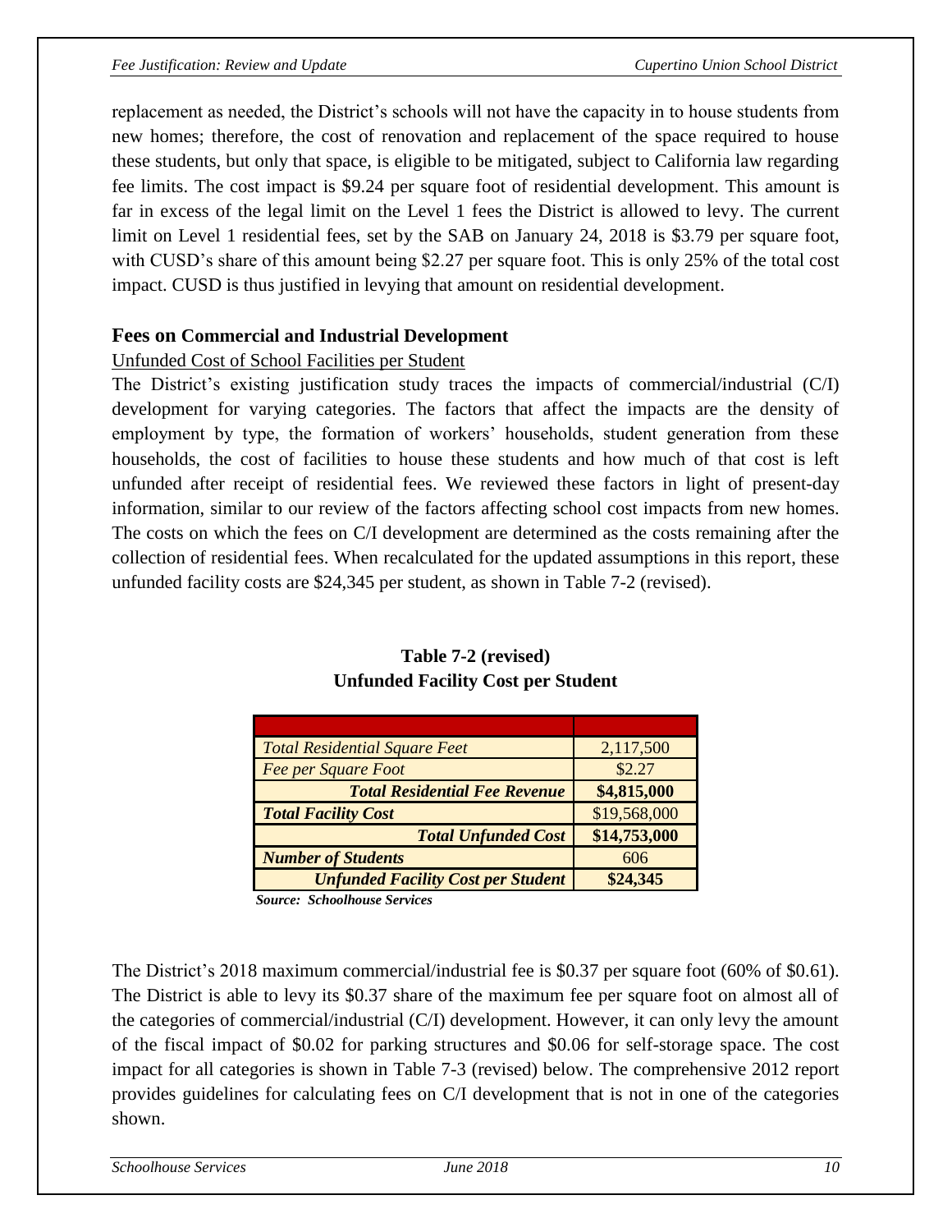replacement as needed, the District's schools will not have the capacity in to house students from new homes; therefore, the cost of renovation and replacement of the space required to house these students, but only that space, is eligible to be mitigated, subject to California law regarding fee limits. The cost impact is $9.24 per square foot of residential development. This amount is far in excess of the legal limit on the Level 1 fees the District is allowed to levy. The current limit on Level 1 residential fees, set by the SAB on January 24, 2018 is $3.79 per square foot, with CUSD's share of this amount being $2.27 per square foot. This is only 25% of the total cost impact. CUSD is thus justified in levying that amount on residential development.

## Fees on Commercial and Industrial Development

Unfunded Cost of School Facilities per Student

The District's existing justification study traces the impacts of commercial/industrial (C/I) development for varying categories. The factors that affect the impacts are the density of employment by type, the formation of workers' households, student generation from these households, the cost of facilities to house these students and how much of that cost is left unfunded after receipt of residential fees. We reviewed these factors in light of present-day information, similar to our review of the factors affecting school cost impacts from new homes. The costs on which the fees on C/I development are determined as the costs remaining after the collection of residential fees. When recalculated for the updated assumptions in this report, these unfunded facility costs are $24,345 per student, as shown in Table 7-2 (revised).

**Table 7-2 (revised)**
**Unfunded Facility Cost per Student**

| | |
|---|---|
| *Total Residential Square Feet* | 2,117,500 |
| *Fee per Square Foot* | $2.27 |
| ***Total Residential Fee Revenue*** | **$4,815,000** |
| ***Total Facility Cost*** | $19,568,000 |
| ***Total Unfunded Cost*** | **$14,753,000** |
| ***Number of Students*** | 606 |
| ***Unfunded Facility Cost per Student*** | **$24,345** |

***Source: Schoolhouse Services***

The District's 2018 maximum commercial/industrial fee is $0.37 per square foot (60% of $0.61). The District is able to levy its $0.37 share of the maximum fee per square foot on almost all of the categories of commercial/industrial (C/I) development. However, it can only levy the amount of the fiscal impact of $0.02 for parking structures and $0.06 for self-storage space. The cost impact for all categories is shown in Table 7-3 (revised) below. The comprehensive 2012 report provides guidelines for calculating fees on C/I development that is not in one of the categories shown.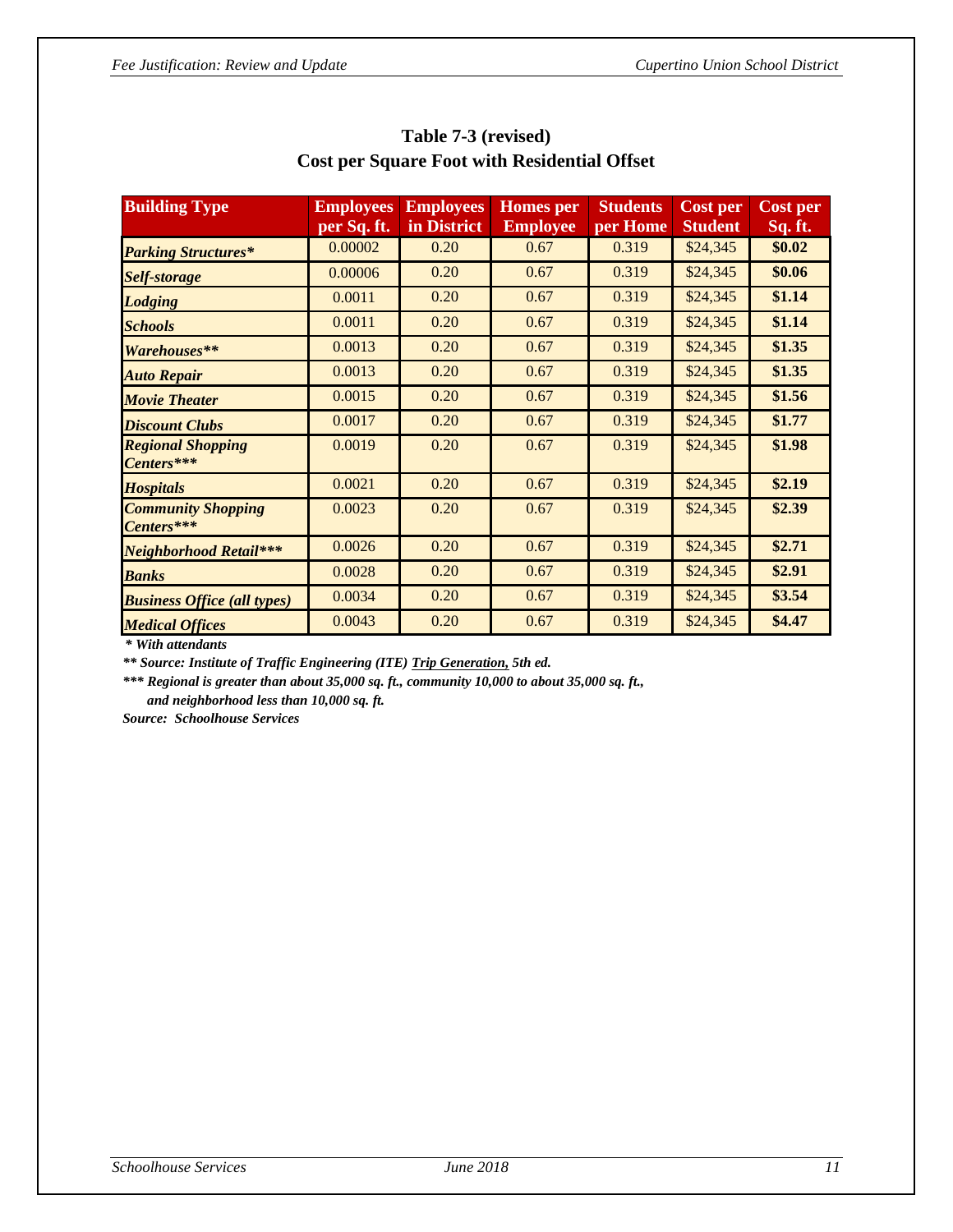## Table 7-3 (revised)
## Cost per Square Foot with Residential Offset

| Building Type | Employees per Sq. ft. | Employees in District | Homes per Employee | Students per Home | Cost per Student | Cost per Sq. ft. |
|---|---|---|---|---|---|---|
| ***Parking Structures**** | 0.00002 | 0.20 | 0.67 | 0.319 | $24,345 | **$0.02** |
| ***Self-storage*** | 0.00006 | 0.20 | 0.67 | 0.319 | $24,345 | **$0.06** |
| ***Lodging*** | 0.0011 | 0.20 | 0.67 | 0.319 | $24,345 | **$1.14** |
| ***Schools*** | 0.0011 | 0.20 | 0.67 | 0.319 | $24,345 | **$1.14** |
| ***Warehouses***** | 0.0013 | 0.20 | 0.67 | 0.319 | $24,345 | **$1.35** |
| ***Auto Repair*** | 0.0013 | 0.20 | 0.67 | 0.319 | $24,345 | **$1.35** |
| ***Movie Theater*** | 0.0015 | 0.20 | 0.67 | 0.319 | $24,345 | **$1.56** |
| ***Discount Clubs*** | 0.0017 | 0.20 | 0.67 | 0.319 | $24,345 | **$1.77** |
| ***Regional Shopping Centers****** | 0.0019 | 0.20 | 0.67 | 0.319 | $24,345 | **$1.98** |
| ***Hospitals*** | 0.0021 | 0.20 | 0.67 | 0.319 | $24,345 | **$2.19** |
| ***Community Shopping Centers****** | 0.0023 | 0.20 | 0.67 | 0.319 | $24,345 | **$2.39** |
| ***Neighborhood Retail****** | 0.0026 | 0.20 | 0.67 | 0.319 | $24,345 | **$2.71** |
| ***Banks*** | 0.0028 | 0.20 | 0.67 | 0.319 | $24,345 | **$2.91** |
| ***Business Office (all types)*** | 0.0034 | 0.20 | 0.67 | 0.319 | $24,345 | **$3.54** |
| ***Medical Offices*** | 0.0043 | 0.20 | 0.67 | 0.319 | $24,345 | **$4.47** |

***\* With attendants***

***\*\* Source: Institute of Traffic Engineering (ITE) Trip Generation, 5th ed.***

***\*\*\* Regional is greater than about 35,000 sq. ft., community 10,000 to about 35,000 sq. ft., and neighborhood less than 10,000 sq. ft.***

***Source: Schoolhouse Services***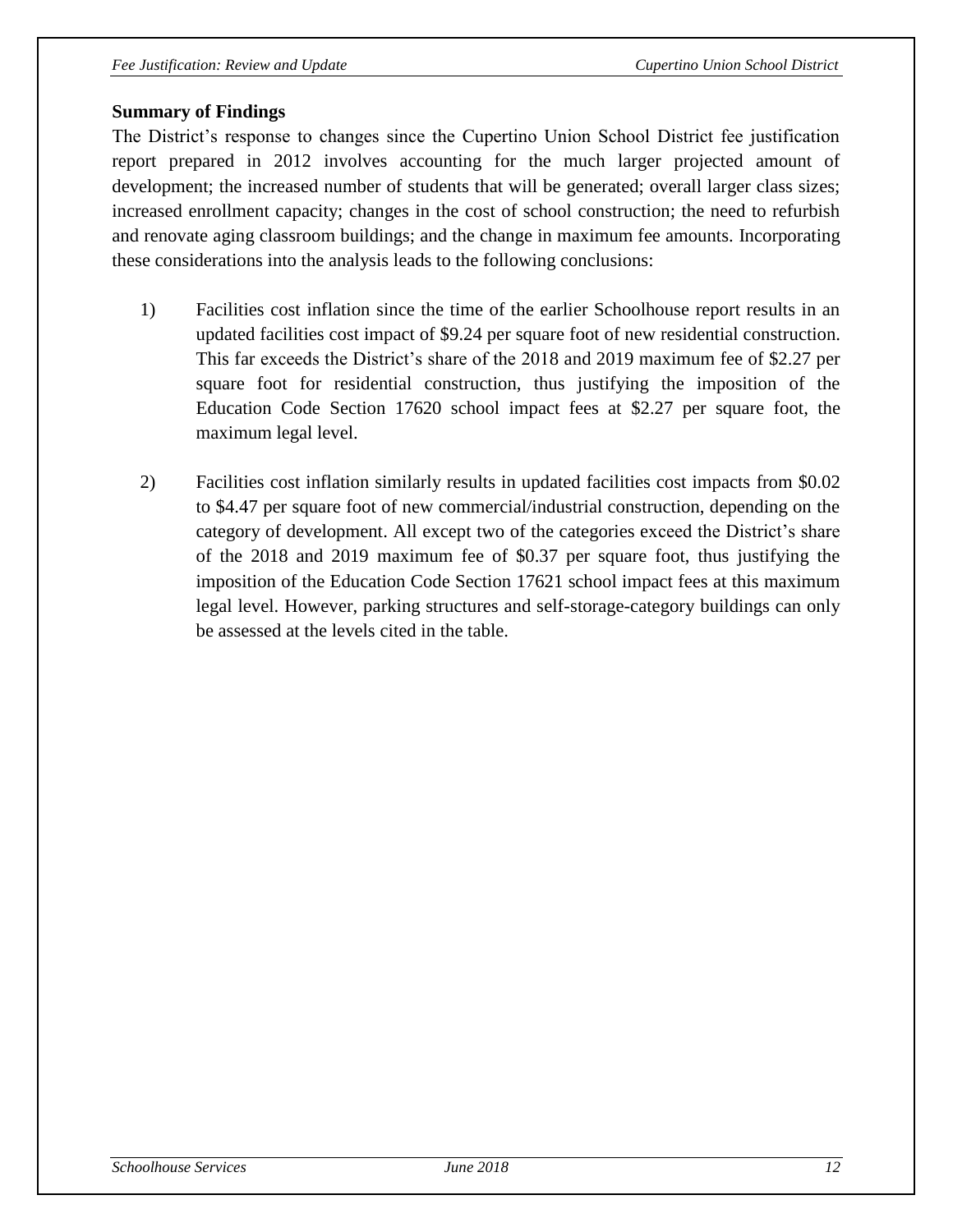**Summary of Findings**

The District's response to changes since the Cupertino Union School District fee justification report prepared in 2012 involves accounting for the much larger projected amount of development; the increased number of students that will be generated; overall larger class sizes; increased enrollment capacity; changes in the cost of school construction; the need to refurbish and renovate aging classroom buildings; and the change in maximum fee amounts. Incorporating these considerations into the analysis leads to the following conclusions:

1) Facilities cost inflation since the time of the earlier Schoolhouse report results in an updated facilities cost impact of $9.24 per square foot of new residential construction. This far exceeds the District's share of the 2018 and 2019 maximum fee of $2.27 per square foot for residential construction, thus justifying the imposition of the Education Code Section 17620 school impact fees at $2.27 per square foot, the maximum legal level.

2) Facilities cost inflation similarly results in updated facilities cost impacts from $0.02 to $4.47 per square foot of new commercial/industrial construction, depending on the category of development. All except two of the categories exceed the District's share of the 2018 and 2019 maximum fee of $0.37 per square foot, thus justifying the imposition of the Education Code Section 17621 school impact fees at this maximum legal level. However, parking structures and self-storage-category buildings can only be assessed at the levels cited in the table.